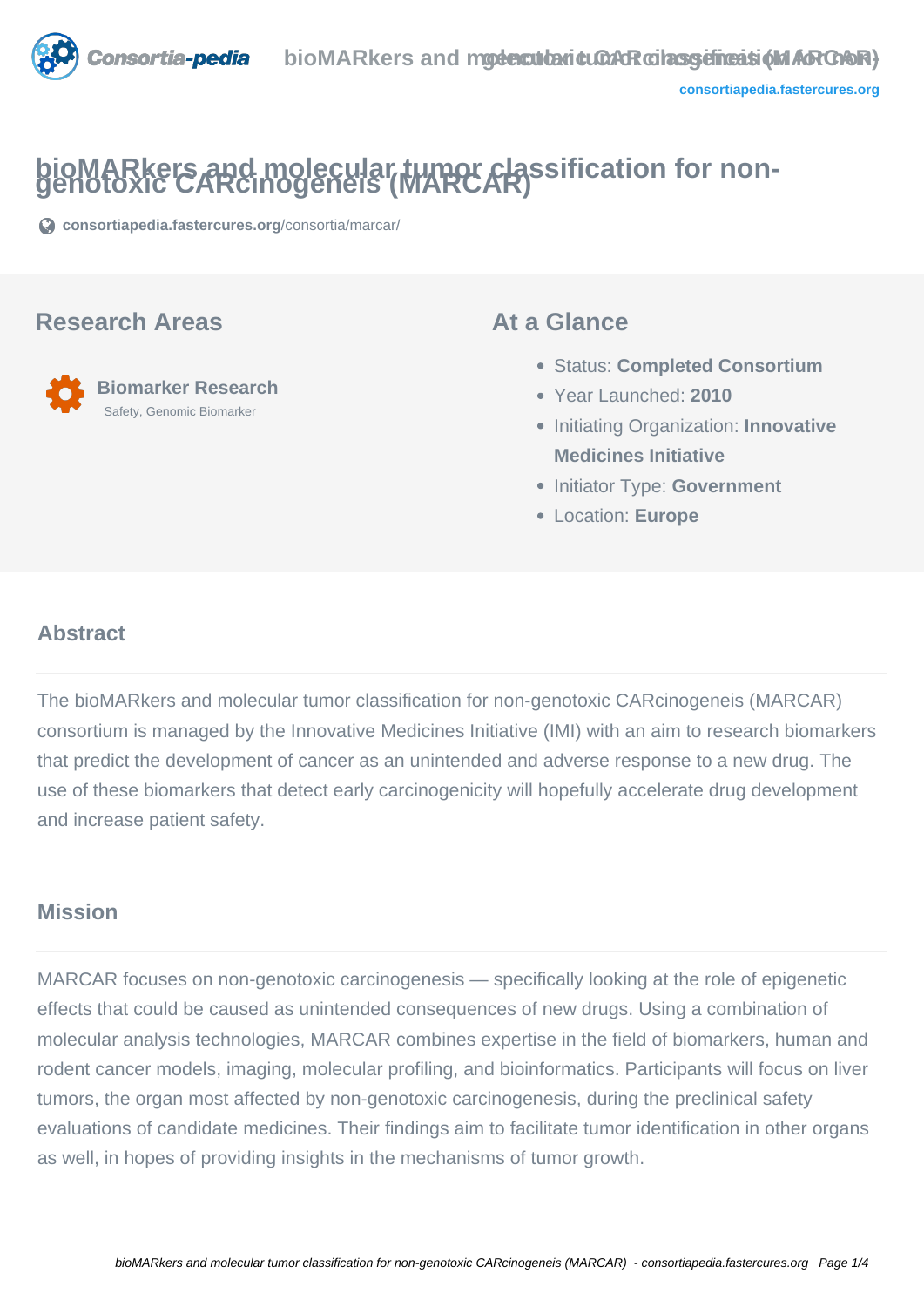# bioMARkers and molecular tumor classification for non-genotoxic CARcinogeneis (MARCAR)

consortiapedia.fastercures.org/consortia/marcar/

## Research Areas

**Biomarker Research**
Safety, Genomic Biomarker

## At a Glance

- Status: **Completed Consortium**
- Year Launched: **2010**
- Initiating Organization: **Innovative Medicines Initiative**
- Initiator Type: **Government**
- Location: **Europe**

## Abstract

The bioMARkers and molecular tumor classification for non-genotoxic CARcinogeneis (MARCAR) consortium is managed by the Innovative Medicines Initiative (IMI) with an aim to research biomarkers that predict the development of cancer as an unintended and adverse response to a new drug. The use of these biomarkers that detect early carcinogenicity will hopefully accelerate drug development and increase patient safety.

## Mission

MARCAR focuses on non-genotoxic carcinogenesis — specifically looking at the role of epigenetic effects that could be caused as unintended consequences of new drugs. Using a combination of molecular analysis technologies, MARCAR combines expertise in the field of biomarkers, human and rodent cancer models, imaging, molecular profiling, and bioinformatics. Participants will focus on liver tumors, the organ most affected by non-genotoxic carcinogenesis, during the preclinical safety evaluations of candidate medicines. Their findings aim to facilitate tumor identification in other organs as well, in hopes of providing insights in the mechanisms of tumor growth.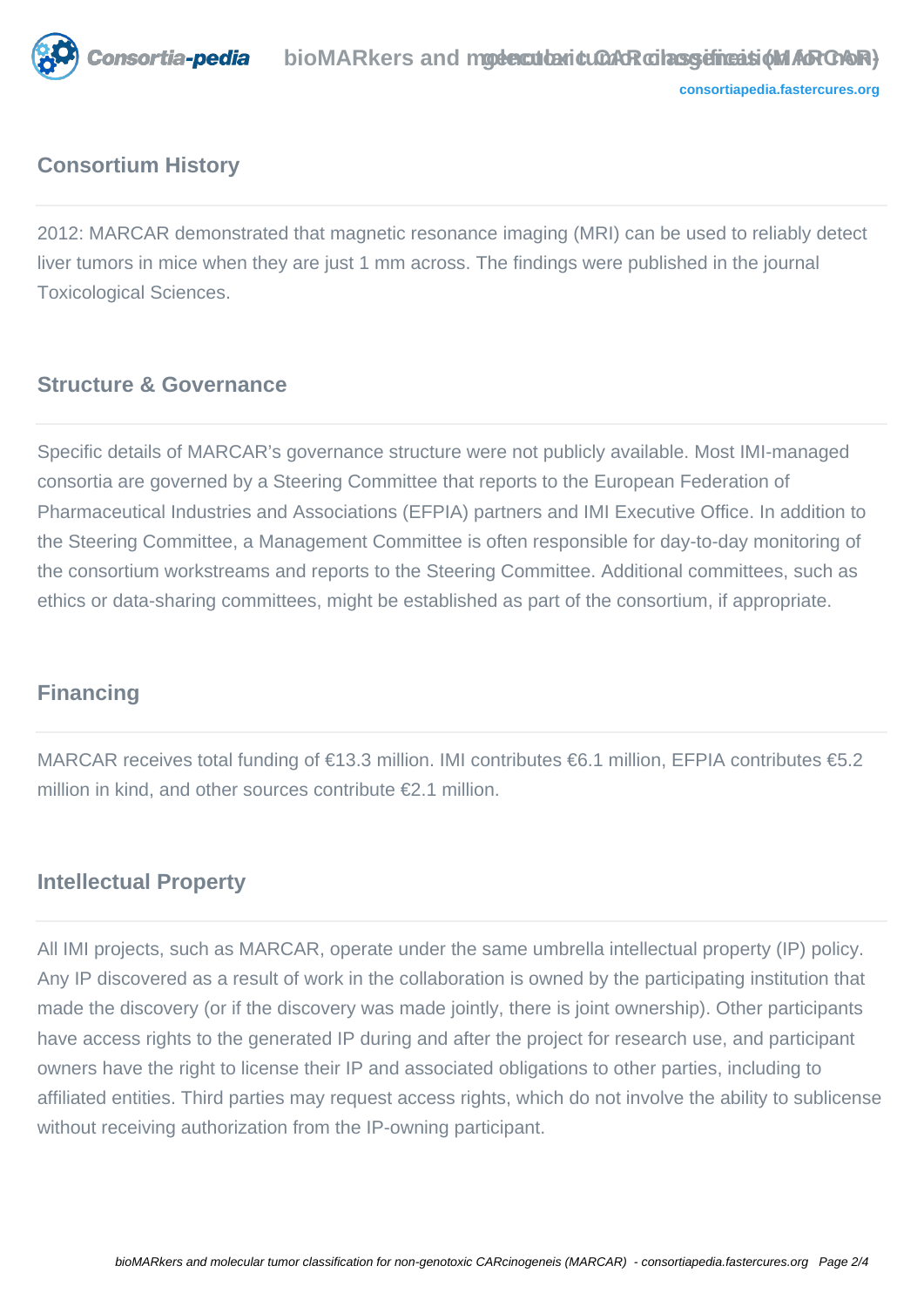## Consortium History

2012: MARCAR demonstrated that magnetic resonance imaging (MRI) can be used to reliably detect liver tumors in mice when they are just 1 mm across. The findings were published in the journal Toxicological Sciences.

## Structure & Governance

Specific details of MARCAR's governance structure were not publicly available. Most IMI-managed consortia are governed by a Steering Committee that reports to the European Federation of Pharmaceutical Industries and Associations (EFPIA) partners and IMI Executive Office. In addition to the Steering Committee, a Management Committee is often responsible for day-to-day monitoring of the consortium workstreams and reports to the Steering Committee. Additional committees, such as ethics or data-sharing committees, might be established as part of the consortium, if appropriate.

## Financing

MARCAR receives total funding of €13.3 million. IMI contributes €6.1 million, EFPIA contributes €5.2 million in kind, and other sources contribute €2.1 million.

## Intellectual Property

All IMI projects, such as MARCAR, operate under the same umbrella intellectual property (IP) policy. Any IP discovered as a result of work in the collaboration is owned by the participating institution that made the discovery (or if the discovery was made jointly, there is joint ownership). Other participants have access rights to the generated IP during and after the project for research use, and participant owners have the right to license their IP and associated obligations to other parties, including to affiliated entities. Third parties may request access rights, which do not involve the ability to sublicense without receiving authorization from the IP-owning participant.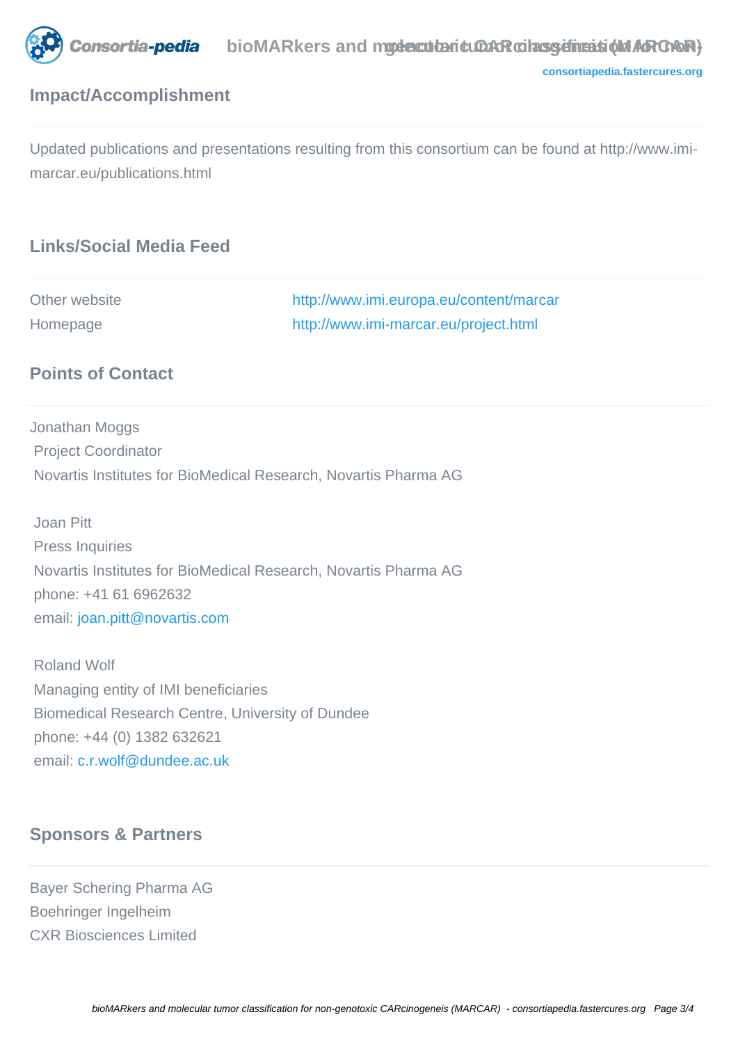## Impact/Accomplishment

Updated publications and presentations resulting from this consortium can be found at http://www.imi-marcar.eu/publications.html

## Links/Social Media Feed

| | |
|---|---|
| Other website | http://www.imi.europa.eu/content/marcar |
| Homepage | http://www.imi-marcar.eu/project.html |

## Points of Contact

Jonathan Moggs
Project Coordinator
Novartis Institutes for BioMedical Research, Novartis Pharma AG

Joan Pitt
Press Inquiries
Novartis Institutes for BioMedical Research, Novartis Pharma AG
phone: +41 61 6962632
email: joan.pitt@novartis.com

Roland Wolf
Managing entity of IMI beneficiaries
Biomedical Research Centre, University of Dundee
phone: +44 (0) 1382 632621
email: c.r.wolf@dundee.ac.uk

## Sponsors & Partners

Bayer Schering Pharma AG
Boehringer Ingelheim
CXR Biosciences Limited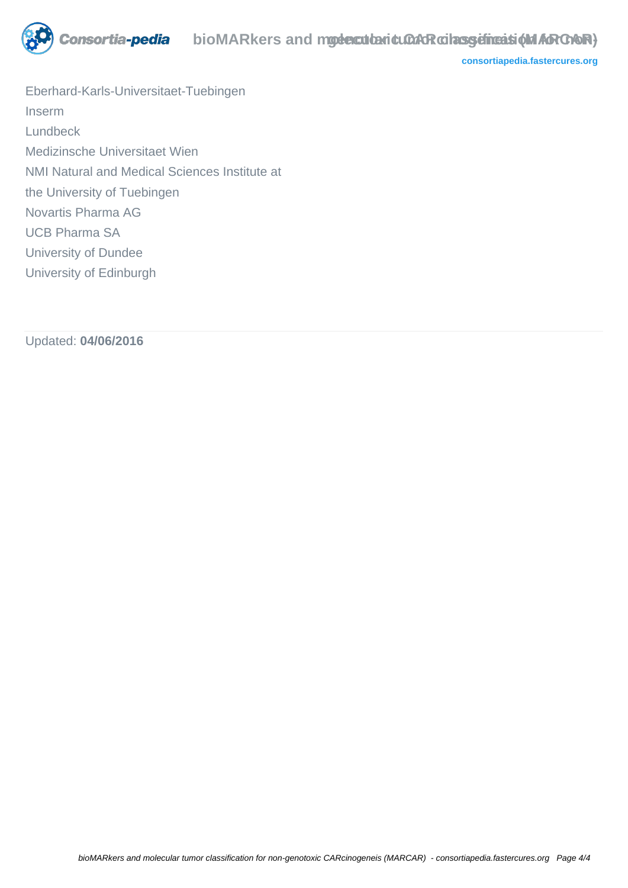Eberhard-Karls-Universitaet-Tuebingen

Inserm

Lundbeck

Medizinsche Universitaet Wien

NMI Natural and Medical Sciences Institute at the University of Tuebingen

Novartis Pharma AG

UCB Pharma SA

University of Dundee

University of Edinburgh

---

Updated: **04/06/2016**